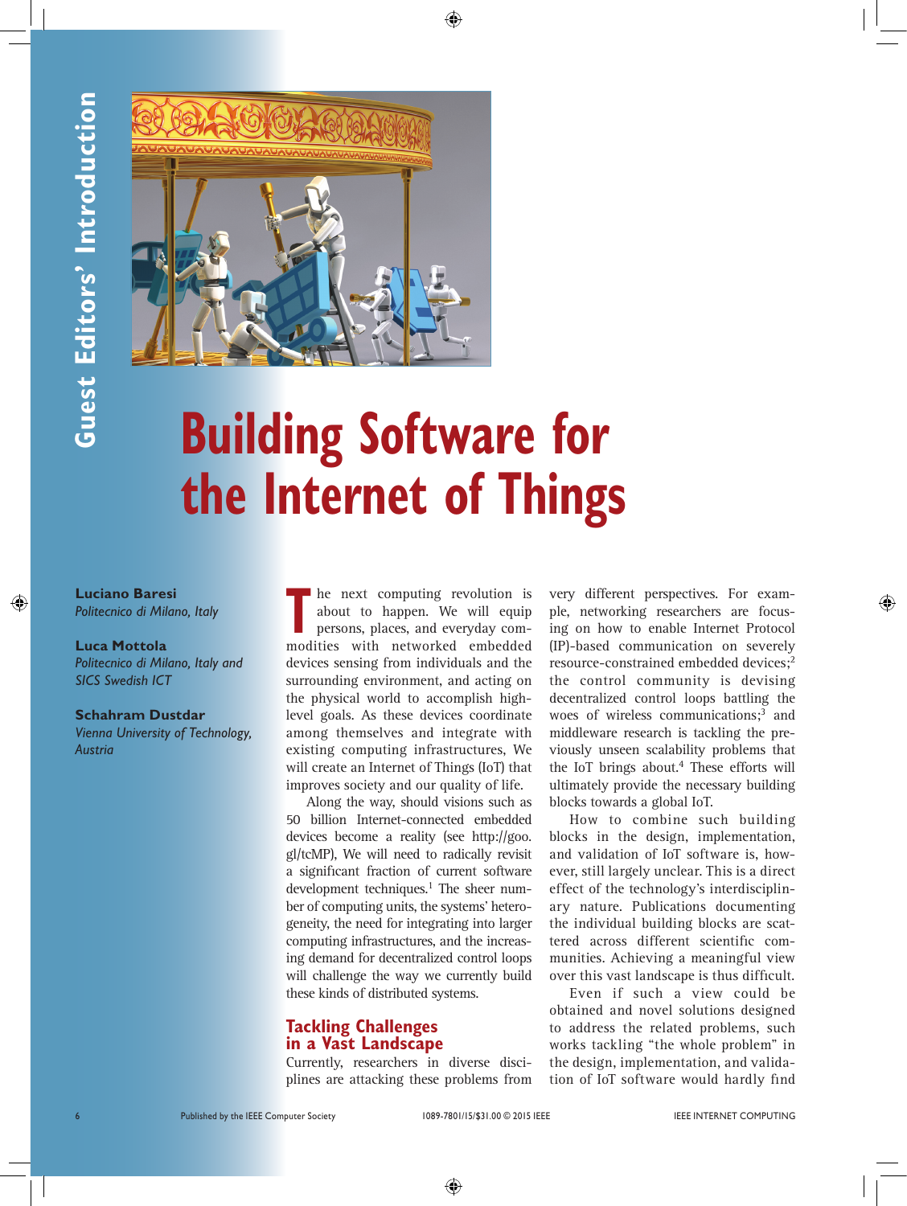Guest Editors' Introduction

# Building Software for the Internet of Things

**Luciano Baresi**
*Politecnico di Milano, Italy*

**Luca Mottola**
*Politecnico di Milano, Italy and SICS Swedish ICT*

**Schahram Dustdar**
*Vienna University of Technology, Austria*

The next computing revolution is about to happen. We will equip persons, places, and everyday commodities with networked embedded devices sensing from individuals and the surrounding environment, and acting on the physical world to accomplish high-level goals. As these devices coordinate among themselves and integrate with existing computing infrastructures, We will create an Internet of Things (IoT) that improves society and our quality of life.

Along the way, should visions such as 50 billion Internet-connected embedded devices become a reality (see http://goo.gl/tcMP), We will need to radically revisit a significant fraction of current software development techniques.[1] The sheer number of computing units, the systems' heterogeneity, the need for integrating into larger computing infrastructures, and the increasing demand for decentralized control loops will challenge the way we currently build these kinds of distributed systems.

## Tackling Challenges in a Vast Landscape

Currently, researchers in diverse disciplines are attacking these problems from very different perspectives. For example, networking researchers are focusing on how to enable Internet Protocol (IP)-based communication on severely resource-constrained embedded devices;[2] the control community is devising decentralized control loops battling the woes of wireless communications;[3] and middleware research is tackling the previously unseen scalability problems that the IoT brings about.[4] These efforts will ultimately provide the necessary building blocks towards a global IoT.

How to combine such building blocks in the design, implementation, and validation of IoT software is, however, still largely unclear. This is a direct effect of the technology's interdisciplinary nature. Publications documenting the individual building blocks are scattered across different scientific communities. Achieving a meaningful view over this vast landscape is thus difficult.

Even if such a view could be obtained and novel solutions designed to address the related problems, such works tackling "the whole problem" in the design, implementation, and validation of IoT software would hardly find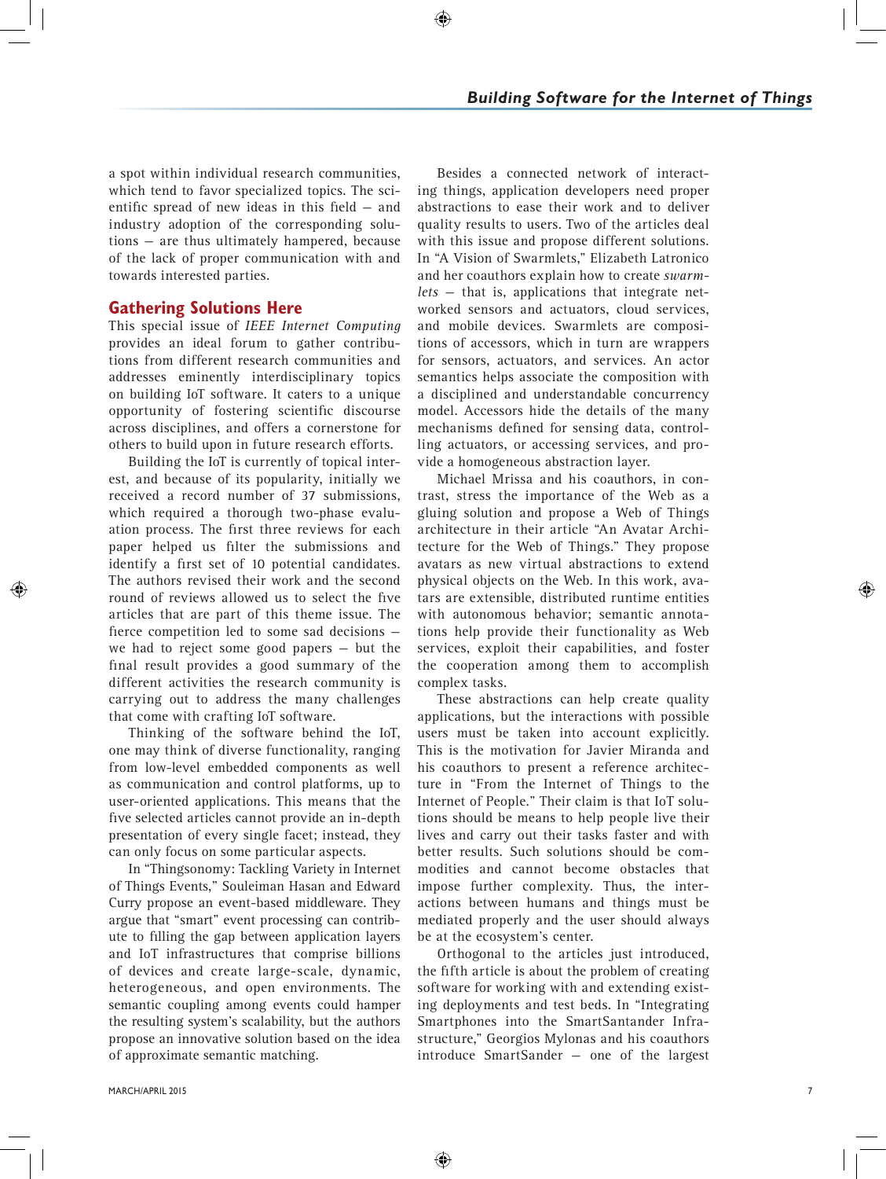a spot within individual research communities, which tend to favor specialized topics. The scientific spread of new ideas in this field — and industry adoption of the corresponding solutions — are thus ultimately hampered, because of the lack of proper communication with and towards interested parties.

## Gathering Solutions Here

This special issue of *IEEE Internet Computing* provides an ideal forum to gather contributions from different research communities and addresses eminently interdisciplinary topics on building IoT software. It caters to a unique opportunity of fostering scientific discourse across disciplines, and offers a cornerstone for others to build upon in future research efforts.

Building the IoT is currently of topical interest, and because of its popularity, initially we received a record number of 37 submissions, which required a thorough two-phase evaluation process. The first three reviews for each paper helped us filter the submissions and identify a first set of 10 potential candidates. The authors revised their work and the second round of reviews allowed us to select the five articles that are part of this theme issue. The fierce competition led to some sad decisions — we had to reject some good papers — but the final result provides a good summary of the different activities the research community is carrying out to address the many challenges that come with crafting IoT software.

Thinking of the software behind the IoT, one may think of diverse functionality, ranging from low-level embedded components as well as communication and control platforms, up to user-oriented applications. This means that the five selected articles cannot provide an in-depth presentation of every single facet; instead, they can only focus on some particular aspects.

In "Thingsonomy: Tackling Variety in Internet of Things Events," Souleiman Hasan and Edward Curry propose an event-based middleware. They argue that "smart" event processing can contribute to filling the gap between application layers and IoT infrastructures that comprise billions of devices and create large-scale, dynamic, heterogeneous, and open environments. The semantic coupling among events could hamper the resulting system's scalability, but the authors propose an innovative solution based on the idea of approximate semantic matching.

Besides a connected network of interacting things, application developers need proper abstractions to ease their work and to deliver quality results to users. Two of the articles deal with this issue and propose different solutions. In "A Vision of Swarmlets," Elizabeth Latronico and her coauthors explain how to create *swarmlets* — that is, applications that integrate networked sensors and actuators, cloud services, and mobile devices. Swarmlets are compositions of accessors, which in turn are wrappers for sensors, actuators, and services. An actor semantics helps associate the composition with a disciplined and understandable concurrency model. Accessors hide the details of the many mechanisms defined for sensing data, controlling actuators, or accessing services, and provide a homogeneous abstraction layer.

Michael Mrissa and his coauthors, in contrast, stress the importance of the Web as a gluing solution and propose a Web of Things architecture in their article "An Avatar Architecture for the Web of Things." They propose avatars as new virtual abstractions to extend physical objects on the Web. In this work, avatars are extensible, distributed runtime entities with autonomous behavior; semantic annotations help provide their functionality as Web services, exploit their capabilities, and foster the cooperation among them to accomplish complex tasks.

These abstractions can help create quality applications, but the interactions with possible users must be taken into account explicitly. This is the motivation for Javier Miranda and his coauthors to present a reference architecture in "From the Internet of Things to the Internet of People." Their claim is that IoT solutions should be means to help people live their lives and carry out their tasks faster and with better results. Such solutions should be commodities and cannot become obstacles that impose further complexity. Thus, the interactions between humans and things must be mediated properly and the user should always be at the ecosystem's center.

Orthogonal to the articles just introduced, the fifth article is about the problem of creating software for working with and extending existing deployments and test beds. In "Integrating Smartphones into the SmartSantander Infrastructure," Georgios Mylonas and his coauthors introduce SmartSander — one of the largest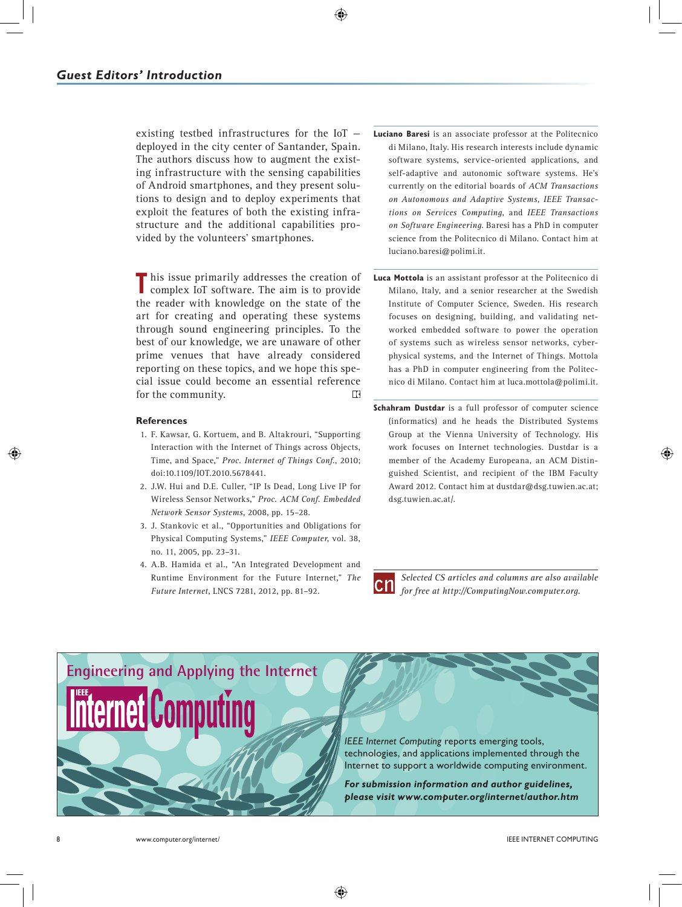existing testbed infrastructures for the IoT — deployed in the city center of Santander, Spain. The authors discuss how to augment the existing infrastructure with the sensing capabilities of Android smartphones, and they present solutions to design and to deploy experiments that exploit the features of both the existing infrastructure and the additional capabilities provided by the volunteers' smartphones.

This issue primarily addresses the creation of complex IoT software. The aim is to provide the reader with knowledge on the state of the art for creating and operating these systems through sound engineering principles. To the best of our knowledge, we are unaware of other prime venues that have already considered reporting on these topics, and we hope this special issue could become an essential reference for the community.

## References

1. F. Kawsar, G. Kortuem, and B. Altakrouri, "Supporting Interaction with the Internet of Things across Objects, Time, and Space," *Proc. Internet of Things Conf.*, 2010; doi:10.1109/IOT.2010.5678441.
2. J.W. Hui and D.E. Culler, "IP Is Dead, Long Live IP for Wireless Sensor Networks," *Proc. ACM Conf. Embedded Network Sensor Systems*, 2008, pp. 15–28.
3. J. Stankovic et al., "Opportunities and Obligations for Physical Computing Systems," *IEEE Computer*, vol. 38, no. 11, 2005, pp. 23–31.
4. A.B. Hamida et al., "An Integrated Development and Runtime Environment for the Future Internet," *The Future Internet*, LNCS 7281, 2012, pp. 81–92.

**Luciano Baresi** is an associate professor at the Politecnico di Milano, Italy. His research interests include dynamic software systems, service-oriented applications, and self-adaptive and autonomic software systems. He's currently on the editorial boards of *ACM Transactions on Autonomous and Adaptive Systems*, *IEEE Transactions on Services Computing*, and *IEEE Transactions on Software Engineering*. Baresi has a PhD in computer science from the Politecnico di Milano. Contact him at luciano.baresi@polimi.it.

**Luca Mottola** is an assistant professor at the Politecnico di Milano, Italy, and a senior researcher at the Swedish Institute of Computer Science, Sweden. His research focuses on designing, building, and validating networked embedded software to power the operation of systems such as wireless sensor networks, cyber-physical systems, and the Internet of Things. Mottola has a PhD in computer engineering from the Politecnico di Milano. Contact him at luca.mottola@polimi.it.

**Schahram Dustdar** is a full professor of computer science (informatics) and he heads the Distributed Systems Group at the Vienna University of Technology. His work focuses on Internet technologies. Dustdar is a member of the Academy Europeana, an ACM Distinguished Scientist, and recipient of the IBM Faculty Award 2012. Contact him at dustdar@dsg.tuwien.ac.at; dsg.tuwien.ac.at/.

*Selected CS articles and columns are also available for free at http://ComputingNow.computer.org.*

Engineering and Applying the Internet

IEEE Internet Computing

*IEEE Internet Computing* reports emerging tools, technologies, and applications implemented through the Internet to support a worldwide computing environment.

***For submission information and author guidelines, please visit www.computer.org/internet/author.htm***